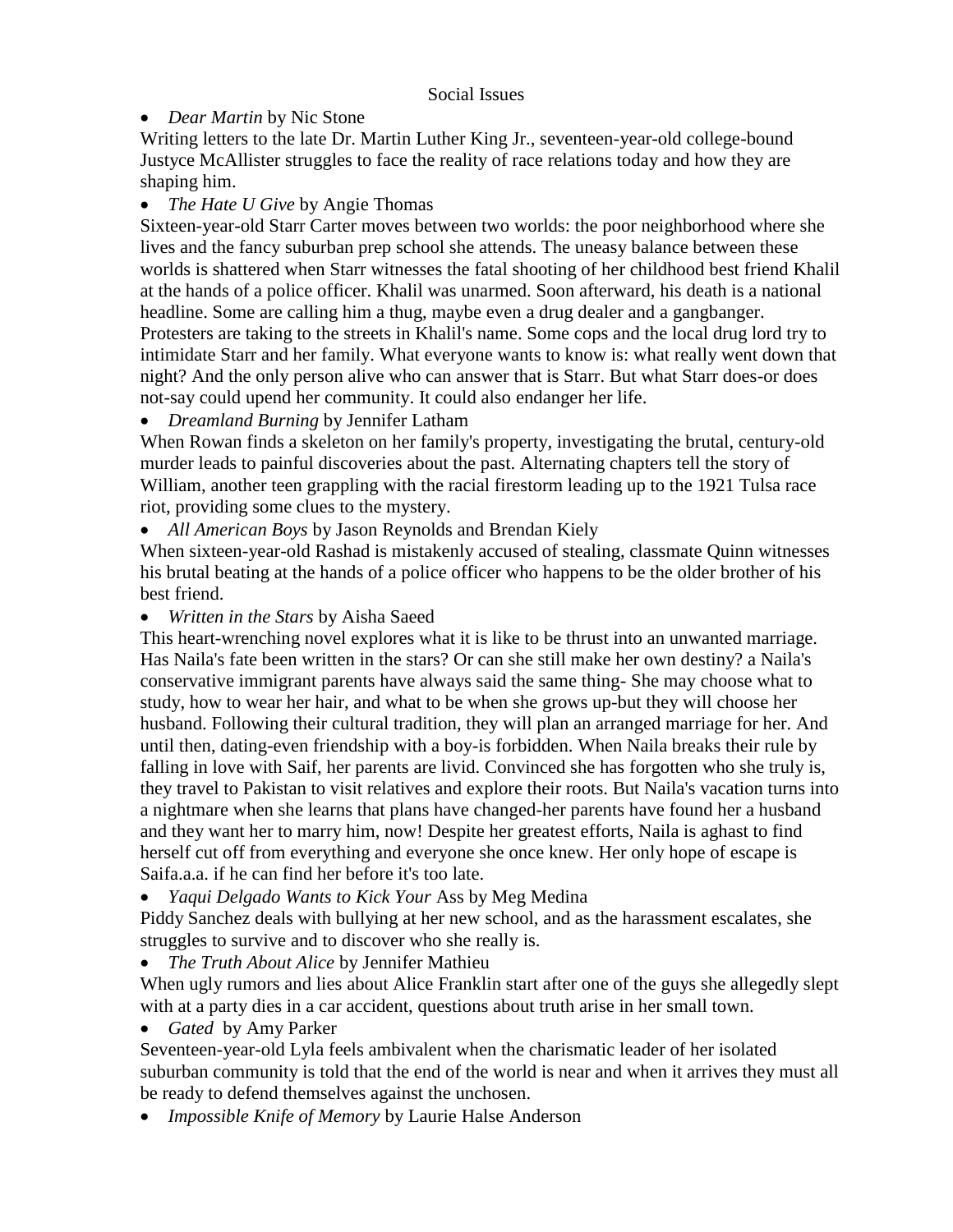Social Issues

- *Dear Martin* by Nic Stone

Writing letters to the late Dr. Martin Luther King Jr., seventeen-year-old college-bound Justyce McAllister struggles to face the reality of race relations today and how they are shaping him.

- *The Hate U Give* by Angie Thomas

Sixteen-year-old Starr Carter moves between two worlds: the poor neighborhood where she lives and the fancy suburban prep school she attends. The uneasy balance between these worlds is shattered when Starr witnesses the fatal shooting of her childhood best friend Khalil at the hands of a police officer. Khalil was unarmed. Soon afterward, his death is a national headline. Some are calling him a thug, maybe even a drug dealer and a gangbanger. Protesters are taking to the streets in Khalil's name. Some cops and the local drug lord try to intimidate Starr and her family. What everyone wants to know is: what really went down that night? And the only person alive who can answer that is Starr. But what Starr does-or does not-say could upend her community. It could also endanger her life.

- *Dreamland Burning* by Jennifer Latham

When Rowan finds a skeleton on her family's property, investigating the brutal, century-old murder leads to painful discoveries about the past. Alternating chapters tell the story of William, another teen grappling with the racial firestorm leading up to the 1921 Tulsa race riot, providing some clues to the mystery.

- *All American Boys* by Jason Reynolds and Brendan Kiely

When sixteen-year-old Rashad is mistakenly accused of stealing, classmate Quinn witnesses his brutal beating at the hands of a police officer who happens to be the older brother of his best friend.

- *Written in the Stars* by Aisha Saeed

This heart-wrenching novel explores what it is like to be thrust into an unwanted marriage. Has Naila's fate been written in the stars? Or can she still make her own destiny? a Naila's conservative immigrant parents have always said the same thing- She may choose what to study, how to wear her hair, and what to be when she grows up-but they will choose her husband. Following their cultural tradition, they will plan an arranged marriage for her. And until then, dating-even friendship with a boy-is forbidden. When Naila breaks their rule by falling in love with Saif, her parents are livid. Convinced she has forgotten who she truly is, they travel to Pakistan to visit relatives and explore their roots. But Naila's vacation turns into a nightmare when she learns that plans have changed-her parents have found her a husband and they want her to marry him, now! Despite her greatest efforts, Naila is aghast to find herself cut off from everything and everyone she once knew. Her only hope of escape is Saifa.a.a. if he can find her before it's too late.

- *Yaqui Delgado Wants to Kick Your* Ass by Meg Medina

Piddy Sanchez deals with bullying at her new school, and as the harassment escalates, she struggles to survive and to discover who she really is.

- *The Truth About Alice* by Jennifer Mathieu

When ugly rumors and lies about Alice Franklin start after one of the guys she allegedly slept with at a party dies in a car accident, questions about truth arise in her small town.

- *Gated* by Amy Parker

Seventeen-year-old Lyla feels ambivalent when the charismatic leader of her isolated suburban community is told that the end of the world is near and when it arrives they must all be ready to defend themselves against the unchosen.

- *Impossible Knife of Memory* by Laurie Halse Anderson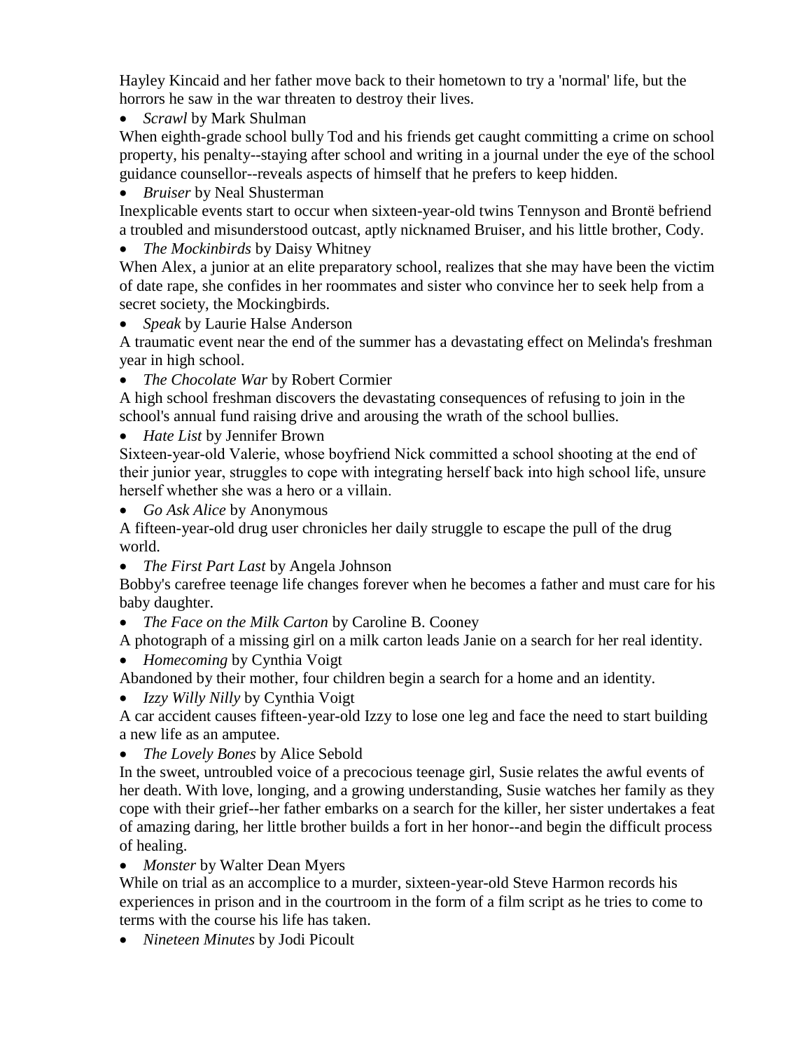Hayley Kincaid and her father move back to their hometown to try a 'normal' life, but the horrors he saw in the war threaten to destroy their lives.

- *Scrawl* by Mark Shulman

When eighth-grade school bully Tod and his friends get caught committing a crime on school property, his penalty--staying after school and writing in a journal under the eye of the school guidance counsellor--reveals aspects of himself that he prefers to keep hidden.

- *Bruiser* by Neal Shusterman

Inexplicable events start to occur when sixteen-year-old twins Tennyson and Brontë befriend a troubled and misunderstood outcast, aptly nicknamed Bruiser, and his little brother, Cody.

- *The Mockinbirds* by Daisy Whitney

When Alex, a junior at an elite preparatory school, realizes that she may have been the victim of date rape, she confides in her roommates and sister who convince her to seek help from a secret society, the Mockingbirds.

- *Speak* by Laurie Halse Anderson

A traumatic event near the end of the summer has a devastating effect on Melinda's freshman year in high school.

- *The Chocolate War* by Robert Cormier

A high school freshman discovers the devastating consequences of refusing to join in the school's annual fund raising drive and arousing the wrath of the school bullies.

- *Hate List* by Jennifer Brown

Sixteen-year-old Valerie, whose boyfriend Nick committed a school shooting at the end of their junior year, struggles to cope with integrating herself back into high school life, unsure herself whether she was a hero or a villain.

- *Go Ask Alice* by Anonymous

A fifteen-year-old drug user chronicles her daily struggle to escape the pull of the drug world.

- *The First Part Last* by Angela Johnson

Bobby's carefree teenage life changes forever when he becomes a father and must care for his baby daughter.

- *The Face on the Milk Carton* by Caroline B. Cooney

A photograph of a missing girl on a milk carton leads Janie on a search for her real identity.

- *Homecoming* by Cynthia Voigt

Abandoned by their mother, four children begin a search for a home and an identity.

- *Izzy Willy Nilly* by Cynthia Voigt

A car accident causes fifteen-year-old Izzy to lose one leg and face the need to start building a new life as an amputee.

- *The Lovely Bones* by Alice Sebold

In the sweet, untroubled voice of a precocious teenage girl, Susie relates the awful events of her death. With love, longing, and a growing understanding, Susie watches her family as they cope with their grief--her father embarks on a search for the killer, her sister undertakes a feat of amazing daring, her little brother builds a fort in her honor--and begin the difficult process of healing.

- *Monster* by Walter Dean Myers

While on trial as an accomplice to a murder, sixteen-year-old Steve Harmon records his experiences in prison and in the courtroom in the form of a film script as he tries to come to terms with the course his life has taken.

- *Nineteen Minutes* by Jodi Picoult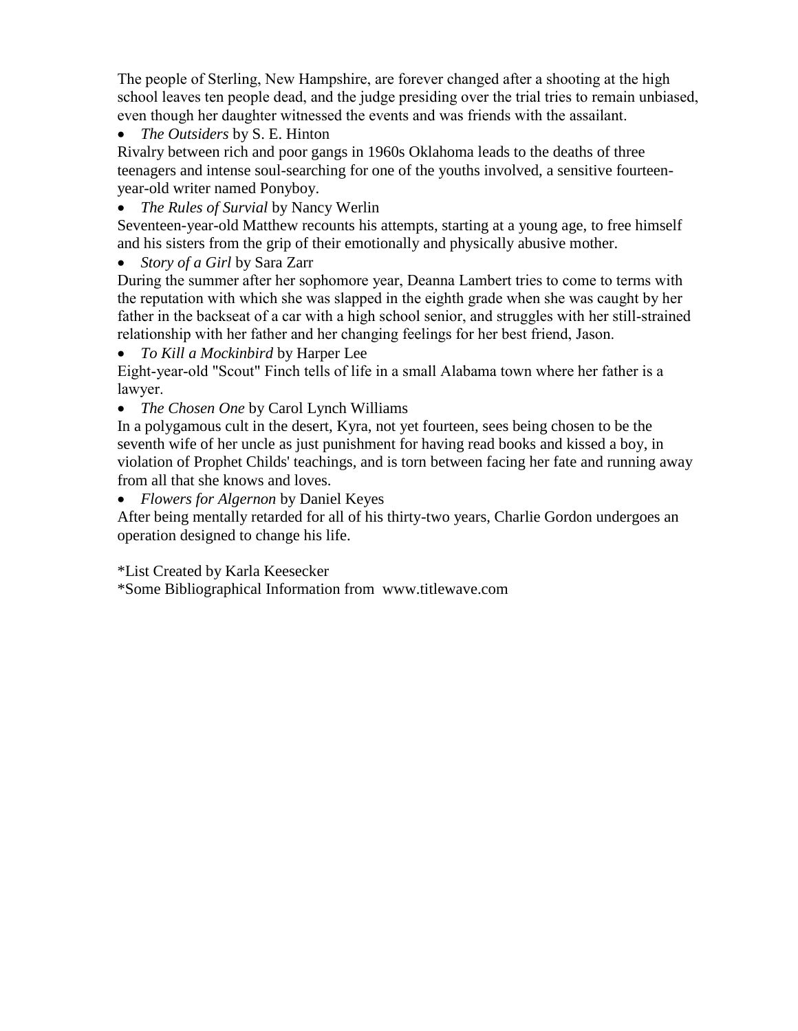The people of Sterling, New Hampshire, are forever changed after a shooting at the high school leaves ten people dead, and the judge presiding over the trial tries to remain unbiased, even though her daughter witnessed the events and was friends with the assailant.

- *The Outsiders* by S. E. Hinton

Rivalry between rich and poor gangs in 1960s Oklahoma leads to the deaths of three teenagers and intense soul-searching for one of the youths involved, a sensitive fourteen-year-old writer named Ponyboy.

- *The Rules of Survial* by Nancy Werlin

Seventeen-year-old Matthew recounts his attempts, starting at a young age, to free himself and his sisters from the grip of their emotionally and physically abusive mother.

- *Story of a Girl* by Sara Zarr

During the summer after her sophomore year, Deanna Lambert tries to come to terms with the reputation with which she was slapped in the eighth grade when she was caught by her father in the backseat of a car with a high school senior, and struggles with her still-strained relationship with her father and her changing feelings for her best friend, Jason.

- *To Kill a Mockinbird* by Harper Lee

Eight-year-old "Scout" Finch tells of life in a small Alabama town where her father is a lawyer.

- *The Chosen One* by Carol Lynch Williams

In a polygamous cult in the desert, Kyra, not yet fourteen, sees being chosen to be the seventh wife of her uncle as just punishment for having read books and kissed a boy, in violation of Prophet Childs' teachings, and is torn between facing her fate and running away from all that she knows and loves.

- *Flowers for Algernon* by Daniel Keyes

After being mentally retarded for all of his thirty-two years, Charlie Gordon undergoes an operation designed to change his life.

*List Created by Karla Keesecker
*Some Bibliographical Information from www.titlewave.com